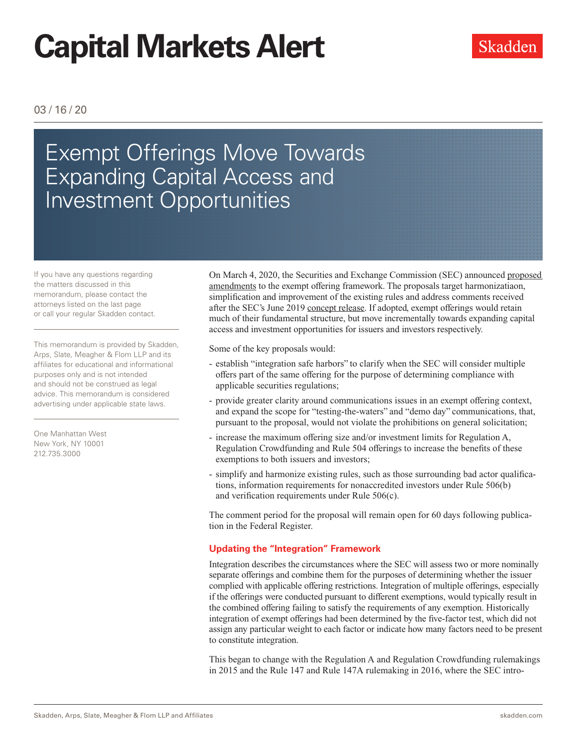# Capital Markets Alert

Skadden

03 / 16 / 20

## Exempt Offerings Move Towards Expanding Capital Access and Investment Opportunities

If you have any questions regarding the matters discussed in this memorandum, please contact the attorneys listed on the last page or call your regular Skadden contact.

This memorandum is provided by Skadden, Arps, Slate, Meagher & Flom LLP and its affiliates for educational and informational purposes only and is not intended and should not be construed as legal advice. This memorandum is considered advertising under applicable state laws.

One Manhattan West
New York, NY 10001
212.735.3000

On March 4, 2020, the Securities and Exchange Commission (SEC) announced proposed amendments to the exempt offering framework. The proposals target harmonizatiaon, simplification and improvement of the existing rules and address comments received after the SEC's June 2019 concept release. If adopted, exempt offerings would retain much of their fundamental structure, but move incrementally towards expanding capital access and investment opportunities for issuers and investors respectively.

Some of the key proposals would:

- establish "integration safe harbors" to clarify when the SEC will consider multiple offers part of the same offering for the purpose of determining compliance with applicable securities regulations;
- provide greater clarity around communications issues in an exempt offering context, and expand the scope for "testing-the-waters" and "demo day" communications, that, pursuant to the proposal, would not violate the prohibitions on general solicitation;
- increase the maximum offering size and/or investment limits for Regulation A, Regulation Crowdfunding and Rule 504 offerings to increase the benefits of these exemptions to both issuers and investors;
- simplify and harmonize existing rules, such as those surrounding bad actor qualifications, information requirements for nonaccredited investors under Rule 506(b) and verification requirements under Rule 506(c).

The comment period for the proposal will remain open for 60 days following publication in the Federal Register.

### Updating the "Integration" Framework

Integration describes the circumstances where the SEC will assess two or more nominally separate offerings and combine them for the purposes of determining whether the issuer complied with applicable offering restrictions. Integration of multiple offerings, especially if the offerings were conducted pursuant to different exemptions, would typically result in the combined offering failing to satisfy the requirements of any exemption. Historically integration of exempt offerings had been determined by the five-factor test, which did not assign any particular weight to each factor or indicate how many factors need to be present to constitute integration.

This began to change with the Regulation A and Regulation Crowdfunding rulemakings in 2015 and the Rule 147 and Rule 147A rulemaking in 2016, where the SEC intro-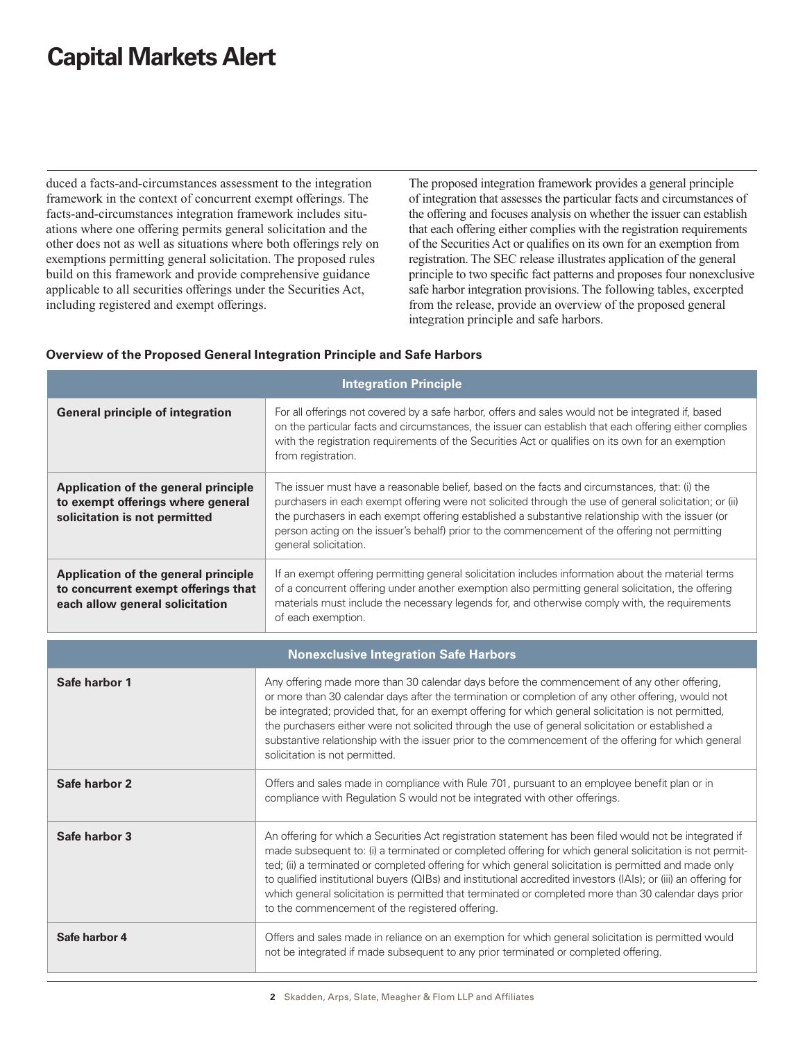duced a facts-and-circumstances assessment to the integration framework in the context of concurrent exempt offerings. The facts-and-circumstances integration framework includes situations where one offering permits general solicitation and the other does not as well as situations where both offerings rely on exemptions permitting general solicitation. The proposed rules build on this framework and provide comprehensive guidance applicable to all securities offerings under the Securities Act, including registered and exempt offerings.

The proposed integration framework provides a general principle of integration that assesses the particular facts and circumstances of the offering and focuses analysis on whether the issuer can establish that each offering either complies with the registration requirements of the Securities Act or qualifies on its own for an exemption from registration. The SEC release illustrates application of the general principle to two specific fact patterns and proposes four nonexclusive safe harbor integration provisions. The following tables, excerpted from the release, provide an overview of the proposed general integration principle and safe harbors.

**Overview of the Proposed General Integration Principle and Safe Harbors**

| Integration Principle | |
|---|---|
| **General principle of integration** | For all offerings not covered by a safe harbor, offers and sales would not be integrated if, based on the particular facts and circumstances, the issuer can establish that each offering either complies with the registration requirements of the Securities Act or qualifies on its own for an exemption from registration. |
| **Application of the general principle to exempt offerings where general solicitation is not permitted** | The issuer must have a reasonable belief, based on the facts and circumstances, that: (i) the purchasers in each exempt offering were not solicited through the use of general solicitation; or (ii) the purchasers in each exempt offering established a substantive relationship with the issuer (or person acting on the issuer's behalf) prior to the commencement of the offering not permitting general solicitation. |
| **Application of the general principle to concurrent exempt offerings that each allow general solicitation** | If an exempt offering permitting general solicitation includes information about the material terms of a concurrent offering under another exemption also permitting general solicitation, the offering materials must include the necessary legends for, and otherwise comply with, the requirements of each exemption. |

| Nonexclusive Integration Safe Harbors | |
|---|---|
| **Safe harbor 1** | Any offering made more than 30 calendar days before the commencement of any other offering, or more than 30 calendar days after the termination or completion of any other offering, would not be integrated; provided that, for an exempt offering for which general solicitation is not permitted, the purchasers either were not solicited through the use of general solicitation or established a substantive relationship with the issuer prior to the commencement of the offering for which general solicitation is not permitted. |
| **Safe harbor 2** | Offers and sales made in compliance with Rule 701, pursuant to an employee benefit plan or in compliance with Regulation S would not be integrated with other offerings. |
| **Safe harbor 3** | An offering for which a Securities Act registration statement has been filed would not be integrated if made subsequent to: (i) a terminated or completed offering for which general solicitation is not permitted; (ii) a terminated or completed offering for which general solicitation is permitted and made only to qualified institutional buyers (QIBs) and institutional accredited investors (IAIs); or (iii) an offering for which general solicitation is permitted that terminated or completed more than 30 calendar days prior to the commencement of the registered offering. |
| **Safe harbor 4** | Offers and sales made in reliance on an exemption for which general solicitation is permitted would not be integrated if made subsequent to any prior terminated or completed offering. |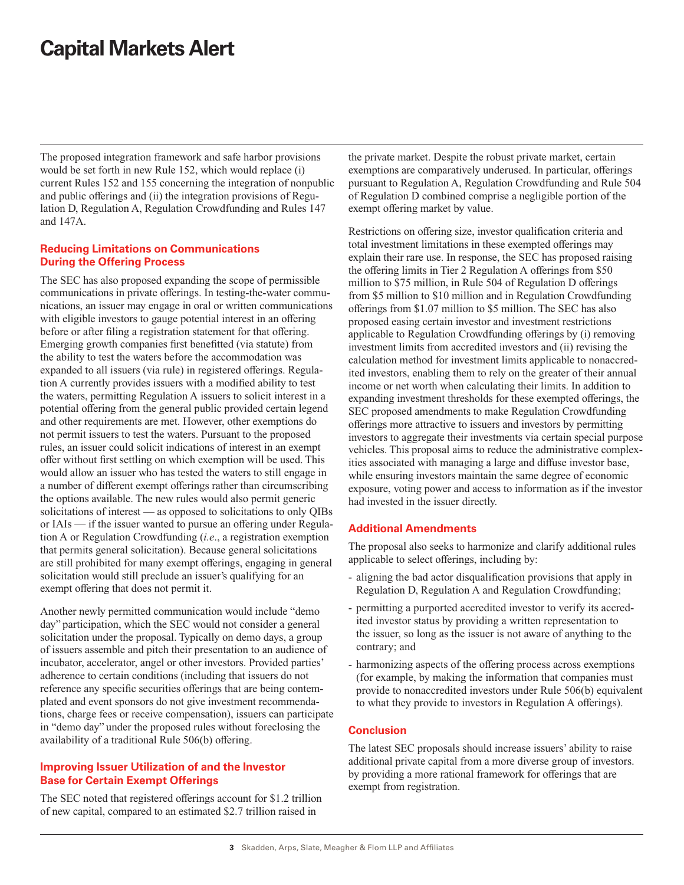The proposed integration framework and safe harbor provisions would be set forth in new Rule 152, which would replace (i) current Rules 152 and 155 concerning the integration of nonpublic and public offerings and (ii) the integration provisions of Regulation D, Regulation A, Regulation Crowdfunding and Rules 147 and 147A.

## Reducing Limitations on Communications During the Offering Process

The SEC has also proposed expanding the scope of permissible communications in private offerings. In testing-the-water communications, an issuer may engage in oral or written communications with eligible investors to gauge potential interest in an offering before or after filing a registration statement for that offering. Emerging growth companies first benefitted (via statute) from the ability to test the waters before the accommodation was expanded to all issuers (via rule) in registered offerings. Regulation A currently provides issuers with a modified ability to test the waters, permitting Regulation A issuers to solicit interest in a potential offering from the general public provided certain legend and other requirements are met. However, other exemptions do not permit issuers to test the waters. Pursuant to the proposed rules, an issuer could solicit indications of interest in an exempt offer without first settling on which exemption will be used. This would allow an issuer who has tested the waters to still engage in a number of different exempt offerings rather than circumscribing the options available. The new rules would also permit generic solicitations of interest — as opposed to solicitations to only QIBs or IAIs — if the issuer wanted to pursue an offering under Regulation A or Regulation Crowdfunding (*i.e*., a registration exemption that permits general solicitation). Because general solicitations are still prohibited for many exempt offerings, engaging in general solicitation would still preclude an issuer's qualifying for an exempt offering that does not permit it.

Another newly permitted communication would include "demo day" participation, which the SEC would not consider a general solicitation under the proposal. Typically on demo days, a group of issuers assemble and pitch their presentation to an audience of incubator, accelerator, angel or other investors. Provided parties' adherence to certain conditions (including that issuers do not reference any specific securities offerings that are being contemplated and event sponsors do not give investment recommendations, charge fees or receive compensation), issuers can participate in "demo day" under the proposed rules without foreclosing the availability of a traditional Rule 506(b) offering.

## Improving Issuer Utilization of and the Investor Base for Certain Exempt Offerings

The SEC noted that registered offerings account for $1.2 trillion of new capital, compared to an estimated $2.7 trillion raised in the private market. Despite the robust private market, certain exemptions are comparatively underused. In particular, offerings pursuant to Regulation A, Regulation Crowdfunding and Rule 504 of Regulation D combined comprise a negligible portion of the exempt offering market by value.

Restrictions on offering size, investor qualification criteria and total investment limitations in these exempted offerings may explain their rare use. In response, the SEC has proposed raising the offering limits in Tier 2 Regulation A offerings from $50 million to $75 million, in Rule 504 of Regulation D offerings from $5 million to $10 million and in Regulation Crowdfunding offerings from $1.07 million to $5 million. The SEC has also proposed easing certain investor and investment restrictions applicable to Regulation Crowdfunding offerings by (i) removing investment limits from accredited investors and (ii) revising the calculation method for investment limits applicable to nonaccredited investors, enabling them to rely on the greater of their annual income or net worth when calculating their limits. In addition to expanding investment thresholds for these exempted offerings, the SEC proposed amendments to make Regulation Crowdfunding offerings more attractive to issuers and investors by permitting investors to aggregate their investments via certain special purpose vehicles. This proposal aims to reduce the administrative complexities associated with managing a large and diffuse investor base, while ensuring investors maintain the same degree of economic exposure, voting power and access to information as if the investor had invested in the issuer directly.

## Additional Amendments

The proposal also seeks to harmonize and clarify additional rules applicable to select offerings, including by:

- aligning the bad actor disqualification provisions that apply in Regulation D, Regulation A and Regulation Crowdfunding;
- permitting a purported accredited investor to verify its accredited investor status by providing a written representation to the issuer, so long as the issuer is not aware of anything to the contrary; and
- harmonizing aspects of the offering process across exemptions (for example, by making the information that companies must provide to nonaccredited investors under Rule 506(b) equivalent to what they provide to investors in Regulation A offerings).

## Conclusion

The latest SEC proposals should increase issuers' ability to raise additional private capital from a more diverse group of investors. by providing a more rational framework for offerings that are exempt from registration.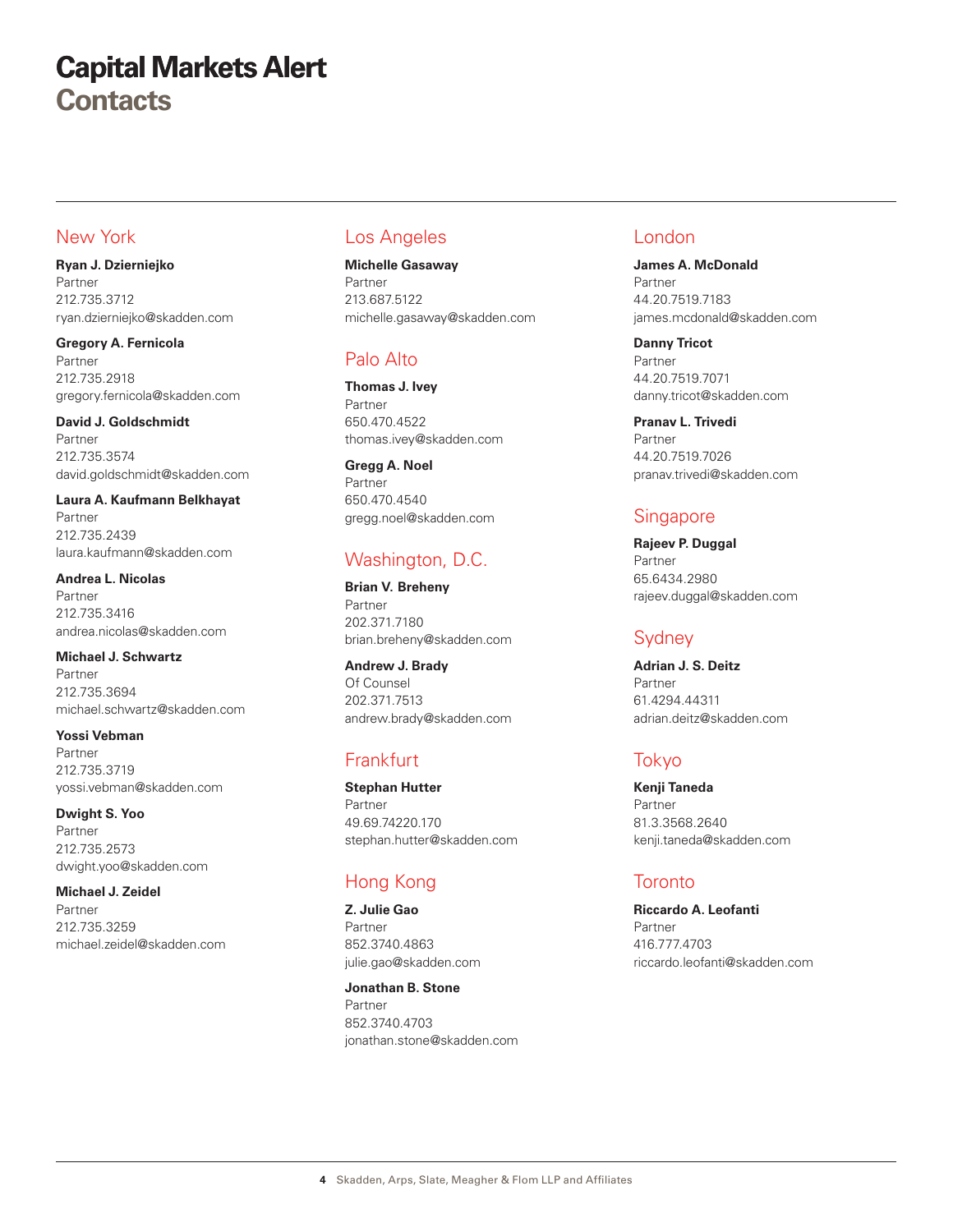# Capital Markets Alert
## Contacts

### New York

**Ryan J. Dzierniejko**
Partner
212.735.3712
ryan.dzierniejko@skadden.com

**Gregory A. Fernicola**
Partner
212.735.2918
gregory.fernicola@skadden.com

**David J. Goldschmidt**
Partner
212.735.3574
david.goldschmidt@skadden.com

**Laura A. Kaufmann Belkhayat**
Partner
212.735.2439
laura.kaufmann@skadden.com

**Andrea L. Nicolas**
Partner
212.735.3416
andrea.nicolas@skadden.com

**Michael J. Schwartz**
Partner
212.735.3694
michael.schwartz@skadden.com

**Yossi Vebman**
Partner
212.735.3719
yossi.vebman@skadden.com

**Dwight S. Yoo**
Partner
212.735.2573
dwight.yoo@skadden.com

**Michael J. Zeidel**
Partner
212.735.3259
michael.zeidel@skadden.com

### Los Angeles

**Michelle Gasaway**
Partner
213.687.5122
michelle.gasaway@skadden.com

### Palo Alto

**Thomas J. Ivey**
Partner
650.470.4522
thomas.ivey@skadden.com

**Gregg A. Noel**
Partner
650.470.4540
gregg.noel@skadden.com

### Washington, D.C.

**Brian V. Breheny**
Partner
202.371.7180
brian.breheny@skadden.com

**Andrew J. Brady**
Of Counsel
202.371.7513
andrew.brady@skadden.com

### Frankfurt

**Stephan Hutter**
Partner
49.69.74220.170
stephan.hutter@skadden.com

### Hong Kong

**Z. Julie Gao**
Partner
852.3740.4863
julie.gao@skadden.com

**Jonathan B. Stone**
Partner
852.3740.4703
jonathan.stone@skadden.com

### London

**James A. McDonald**
Partner
44.20.7519.7183
james.mcdonald@skadden.com

**Danny Tricot**
Partner
44.20.7519.7071
danny.tricot@skadden.com

**Pranav L. Trivedi**
Partner
44.20.7519.7026
pranav.trivedi@skadden.com

### Singapore

**Rajeev P. Duggal**
Partner
65.6434.2980
rajeev.duggal@skadden.com

### Sydney

**Adrian J. S. Deitz**
Partner
61.4294.44311
adrian.deitz@skadden.com

### Tokyo

**Kenji Taneda**
Partner
81.3.3568.2640
kenji.taneda@skadden.com

### Toronto

**Riccardo A. Leofanti**
Partner
416.777.4703
riccardo.leofanti@skadden.com